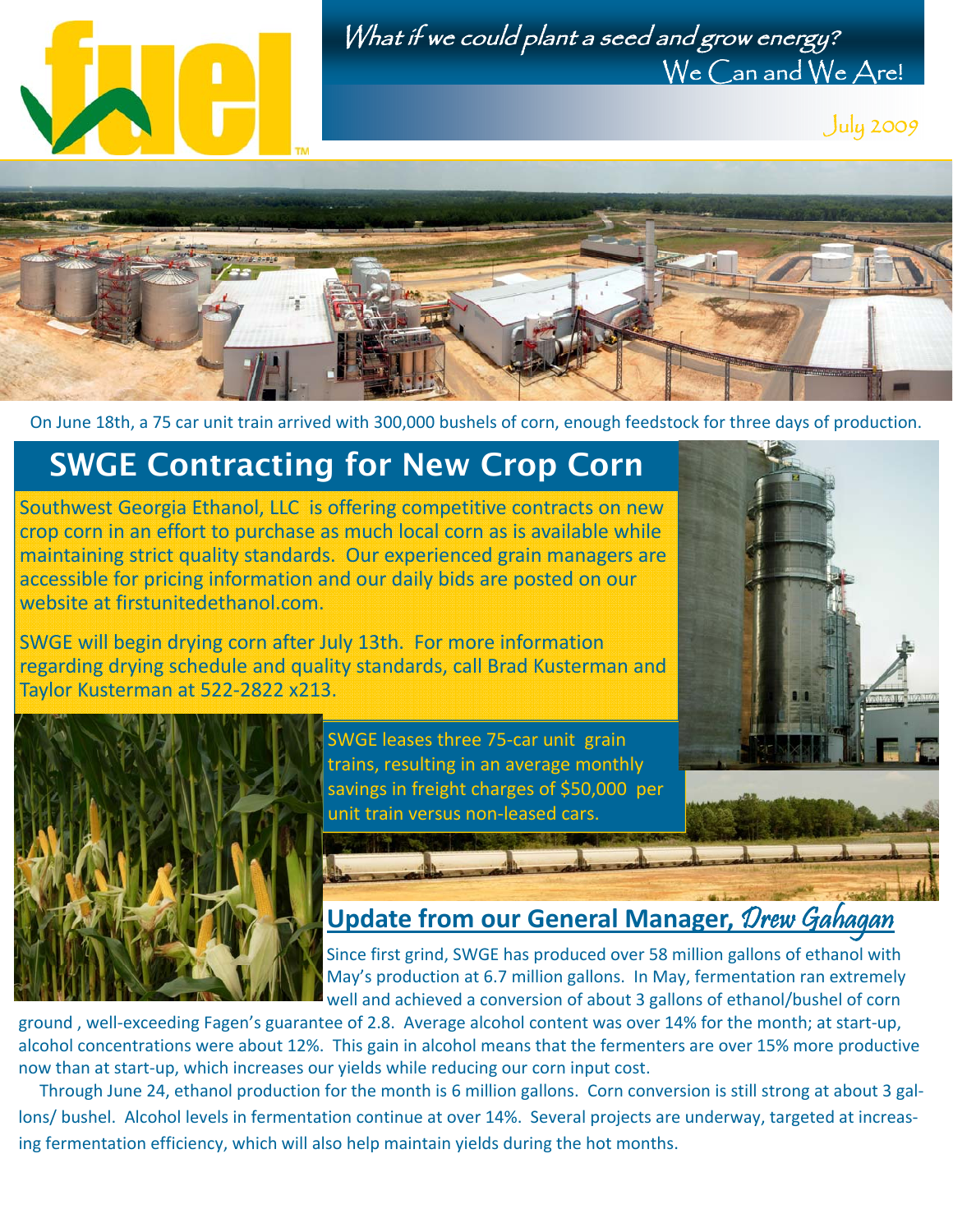# fuel

*What if we could plant a seed and grow energy?*
We Can and We Are!

July 2009

On June 18th, a 75 car unit train arrived with 300,000 bushels of corn, enough feedstock for three days of production.

## SWGE Contracting for New Crop Corn

Southwest Georgia Ethanol, LLC is offering competitive contracts on new crop corn in an effort to purchase as much local corn as is available while maintaining strict quality standards. Our experienced grain managers are accessible for pricing information and our daily bids are posted on our website at firstunitedethanol.com.

SWGE will begin drying corn after July 13th. For more information regarding drying schedule and quality standards, call Brad Kusterman and Taylor Kusterman at 522-2822 x213.

SWGE leases three 75-car unit grain trains, resulting in an average monthly savings in freight charges of $50,000 per unit train versus non-leased cars.

## Update from our General Manager, *Drew Gahagan*

Since first grind, SWGE has produced over 58 million gallons of ethanol with May's production at 6.7 million gallons. In May, fermentation ran extremely well and achieved a conversion of about 3 gallons of ethanol/bushel of corn ground, well-exceeding Fagen's guarantee of 2.8. Average alcohol content was over 14% for the month; at start-up, alcohol concentrations were about 12%. This gain in alcohol means that the fermenters are over 15% more productive now than at start-up, which increases our yields while reducing our corn input cost.

Through June 24, ethanol production for the month is 6 million gallons. Corn conversion is still strong at about 3 gallons/ bushel. Alcohol levels in fermentation continue at over 14%. Several projects are underway, targeted at increasing fermentation efficiency, which will also help maintain yields during the hot months.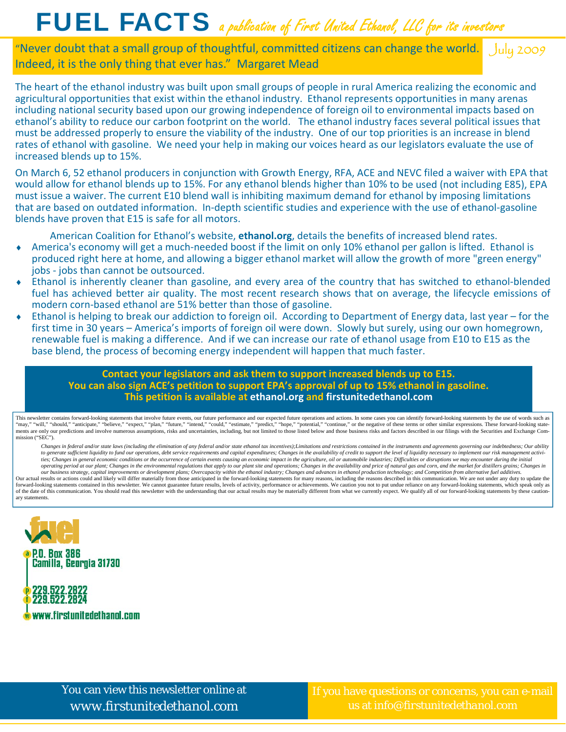# FUEL FACTS *a publication of First United Ethanol, LLC for its investors*

"Never doubt that a small group of thoughtful, committed citizens can change the world. Indeed, it is the only thing that ever has." Margaret Mead

July 2009

The heart of the ethanol industry was built upon small groups of people in rural America realizing the economic and agricultural opportunities that exist within the ethanol industry. Ethanol represents opportunities in many arenas including national security based upon our growing independence of foreign oil to environmental impacts based on ethanol's ability to reduce our carbon footprint on the world. The ethanol industry faces several political issues that must be addressed properly to ensure the viability of the industry. One of our top priorities is an increase in blend rates of ethanol with gasoline. We need your help in making our voices heard as our legislators evaluate the use of increased blends up to 15%.

On March 6, 52 ethanol producers in conjunction with Growth Energy, RFA, ACE and NEVC filed a waiver with EPA that would allow for ethanol blends up to 15%. For any ethanol blends higher than 10% to be used (not including E85), EPA must issue a waiver. The current E10 blend wall is inhibiting maximum demand for ethanol by imposing limitations that are based on outdated information. In-depth scientific studies and experience with the use of ethanol-gasoline blends have proven that E15 is safe for all motors.

American Coalition for Ethanol's website, **ethanol.org**, details the benefits of increased blend rates.

- America's economy will get a much-needed boost if the limit on only 10% ethanol per gallon is lifted. Ethanol is produced right here at home, and allowing a bigger ethanol market will allow the growth of more "green energy" jobs - jobs than cannot be outsourced.
- Ethanol is inherently cleaner than gasoline, and every area of the country that has switched to ethanol-blended fuel has achieved better air quality. The most recent research shows that on average, the lifecycle emissions of modern corn-based ethanol are 51% better than those of gasoline.
- Ethanol is helping to break our addiction to foreign oil. According to Department of Energy data, last year – for the first time in 30 years – America's imports of foreign oil were down. Slowly but surely, using our own homegrown, renewable fuel is making a difference. And if we can increase our rate of ethanol usage from E10 to E15 as the base blend, the process of becoming energy independent will happen that much faster.

**Contact your legislators and ask them to support increased blends up to E15.**
**You can also sign ACE's petition to support EPA's approval of up to 15% ethanol in gasoline.**
**This petition is available at ethanol.org and firstunitedethanol.com**

This newsletter contains forward-looking statements that involve future events, our future performance and our expected future operations and actions. In some cases you can identify forward-looking statements by the use of words such as "may," "will," "should," "anticipate," "believe," "expect," "plan," "future," "intend," "could," "estimate," "predict," "hope," "potential," "continue," or the negative of these terms or other similar expressions. These forward-looking statements are only our predictions and involve numerous assumptions, risks and uncertainties, including, but not limited to those listed below and those business risks and factors described in our filings with the Securities and Exchange Commission ("SEC").

*Changes in federal and/or state laws (including the elimination of any federal and/or state ethanol tax incentives);Limitations and restrictions contained in the instruments and agreements governing our indebtedness; Our ability to generate sufficient liquidity to fund our operations, debt service requirements and capital expenditures; Changes in the availability of credit to support the level of liquidity necessary to implement our risk management activities; Changes in general economic conditions or the occurrence of certain events causing an economic impact in the agriculture, oil or automobile industries; Difficulties or disruptions we may encounter during the initial operating period at our plant; Changes in the environmental regulations that apply to our plant site and operations; Changes in the availability and price of natural gas and corn, and the market for distillers grains; Changes in our business strategy, capital improvements or development plans; Overcapacity within the ethanol industry; Changes and advances in ethanol production technology; and Competition from alternative fuel additives.*

Our actual results or actions could and likely will differ materially from those anticipated in the forward-looking statements for many reasons, including the reasons described in this communication. We are not under any duty to update the forward-looking statements contained in this newsletter. We cannot guarantee future results, levels of activity, performance or achievements. We caution you not to put undue reliance on any forward-looking statements, which speak only as of the date of this communication. You should read this newsletter with the understanding that our actual results may be materially different from what we currently expect. We qualify all of our forward-looking statements by these cautionary statements.

fuel

a P.O. Box 386
Camilla, Georgia 31730

p 229.522.2822
f 229.522.2824

w www.firstunitedethanol.com

You can view this newsletter online at www.firstunitedethanol.com

If you have questions or concerns, you can e-mail us at info@firstunitedethanol.com